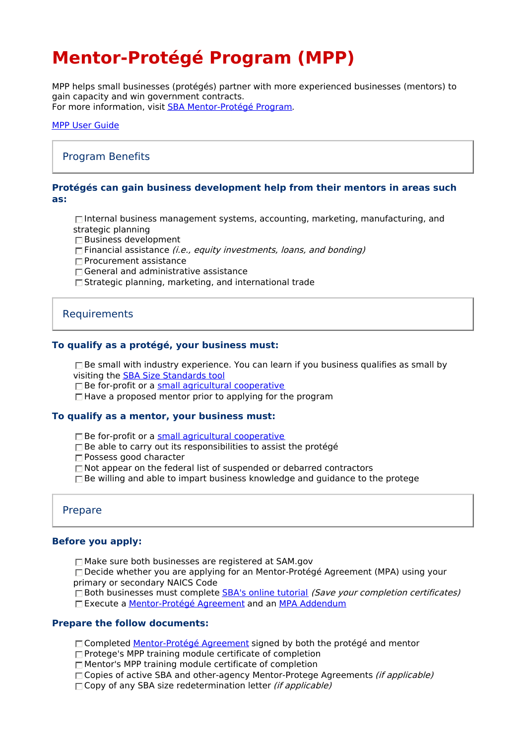# Mentor-Protégé Program (MPP)

MPP helps small businesses (protégés) partner with more experienced businesses (mentors) to gain capacity and win government contracts.
For more information, visit [SBA Mentor-Protégé Program].

[MPP User Guide]

## Program Benefits

### Protégés can gain business development help from their mentors in areas such as:

- ☐ Internal business management systems, accounting, marketing, manufacturing, and strategic planning
- ☐ Business development
- ☐ Financial assistance *(i.e., equity investments, loans, and bonding)*
- ☐ Procurement assistance
- ☐ General and administrative assistance
- ☐ Strategic planning, marketing, and international trade

## Requirements

### To qualify as a protégé, your business must:

- ☐ Be small with industry experience. You can learn if you business qualifies as small by visiting the [SBA Size Standards tool]
- ☐ Be for-profit or a [small agricultural cooperative]
- ☐ Have a proposed mentor prior to applying for the program

### To qualify as a mentor, your business must:

- ☐ Be for-profit or a [small agricultural cooperative]
- ☐ Be able to carry out its responsibilities to assist the protégé
- ☐ Possess good character
- ☐ Not appear on the federal list of suspended or debarred contractors
- ☐ Be willing and able to impart business knowledge and guidance to the protege

## Prepare

### Before you apply:

- ☐ Make sure both businesses are registered at SAM.gov
- ☐ Decide whether you are applying for an Mentor-Protégé Agreement (MPA) using your primary or secondary NAICS Code
- ☐ Both businesses must complete [SBA's online tutorial] *(Save your completion certificates)*
- ☐ Execute a [Mentor-Protégé Agreement] and an [MPA Addendum]

### Prepare the follow documents:

- ☐ Completed [Mentor-Protégé Agreement] signed by both the protégé and mentor
- ☐ Protege's MPP training module certificate of completion
- ☐ Mentor's MPP training module certificate of completion
- ☐ Copies of active SBA and other-agency Mentor-Protege Agreements *(if applicable)*
- ☐ Copy of any SBA size redetermination letter *(if applicable)*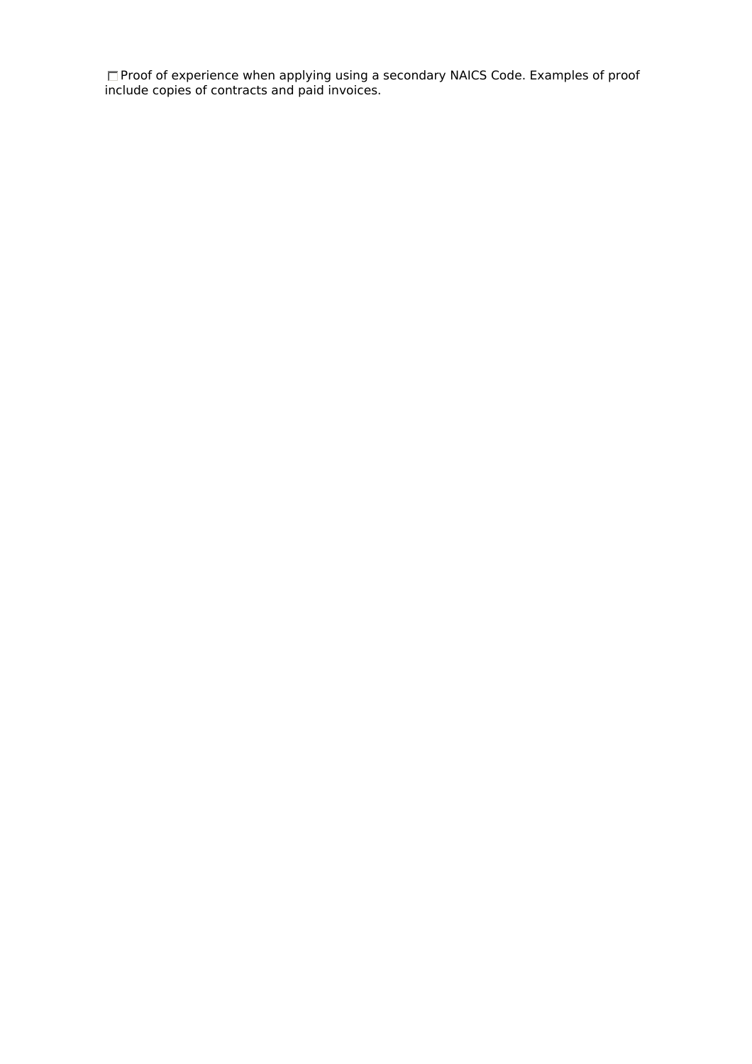- [ ] Proof of experience when applying using a secondary NAICS Code. Examples of proof include copies of contracts and paid invoices.